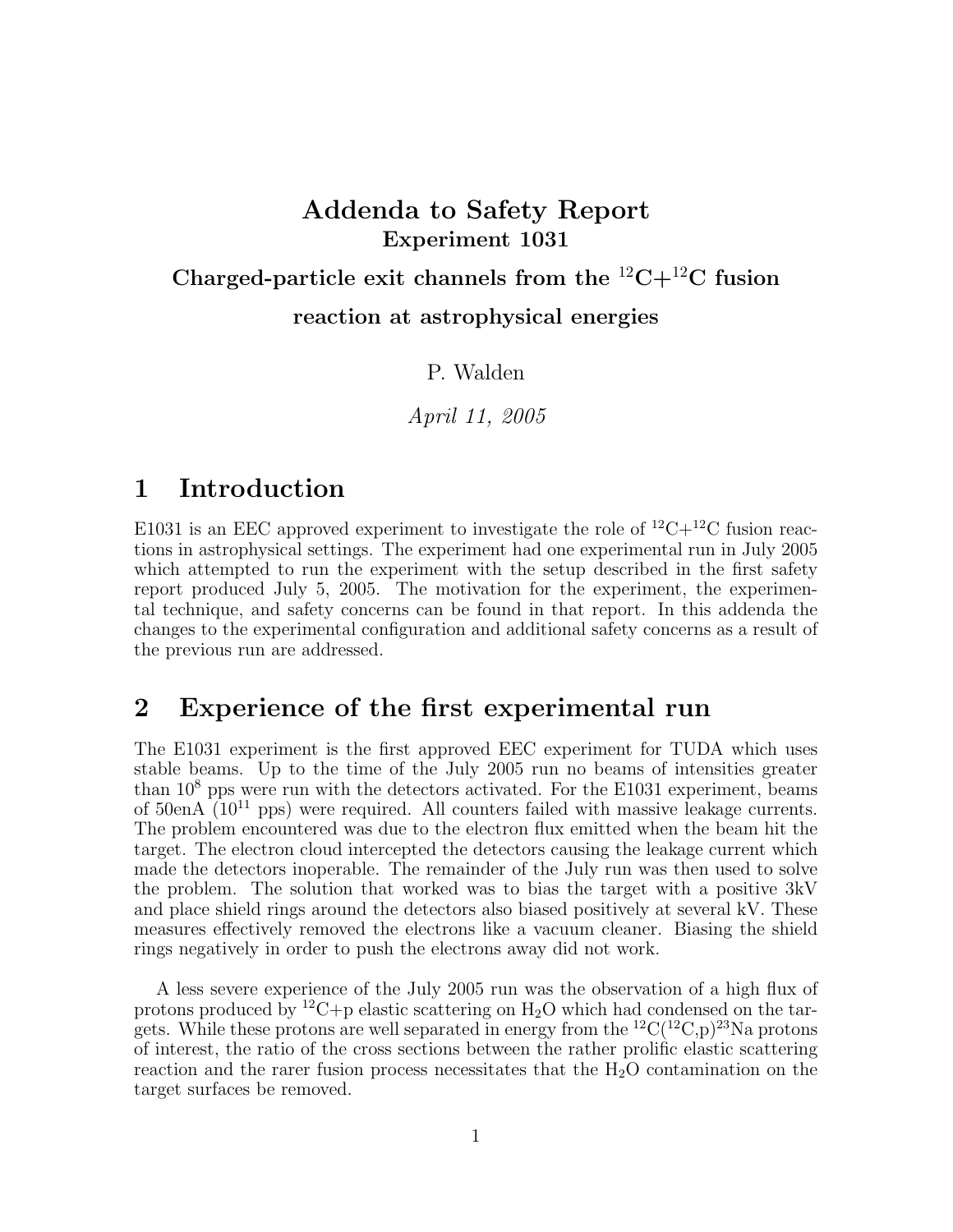# Addenda to Safety Report

## Experiment 1031

## Charged-particle exit channels from the $^{12}C+^{12}C$ fusion reaction at astrophysical energies

P. Walden

*April 11, 2005*

# 1 Introduction

E1031 is an EEC approved experiment to investigate the role of $^{12}C+^{12}C$ fusion reactions in astrophysical settings. The experiment had one experimental run in July 2005 which attempted to run the experiment with the setup described in the first safety report produced July 5, 2005. The motivation for the experiment, the experimental technique, and safety concerns can be found in that report. In this addenda the changes to the experimental configuration and additional safety concerns as a result of the previous run are addressed.

# 2 Experience of the first experimental run

The E1031 experiment is the first approved EEC experiment for TUDA which uses stable beams. Up to the time of the July 2005 run no beams of intensities greater than $10^8$ pps were run with the detectors activated. For the E1031 experiment, beams of 50enA ($10^{11}$ pps) were required. All counters failed with massive leakage currents. The problem encountered was due to the electron flux emitted when the beam hit the target. The electron cloud intercepted the detectors causing the leakage current which made the detectors inoperable. The remainder of the July run was then used to solve the problem. The solution that worked was to bias the target with a positive 3kV and place shield rings around the detectors also biased positively at several kV. These measures effectively removed the electrons like a vacuum cleaner. Biasing the shield rings negatively in order to push the electrons away did not work.

A less severe experience of the July 2005 run was the observation of a high flux of protons produced by $^{12}C$+p elastic scattering on $H_2O$ which had condensed on the targets. While these protons are well separated in energy from the $^{12}C(^{12}C,p)^{23}Na$ protons of interest, the ratio of the cross sections between the rather prolific elastic scattering reaction and the rarer fusion process necessitates that the $H_2O$ contamination on the target surfaces be removed.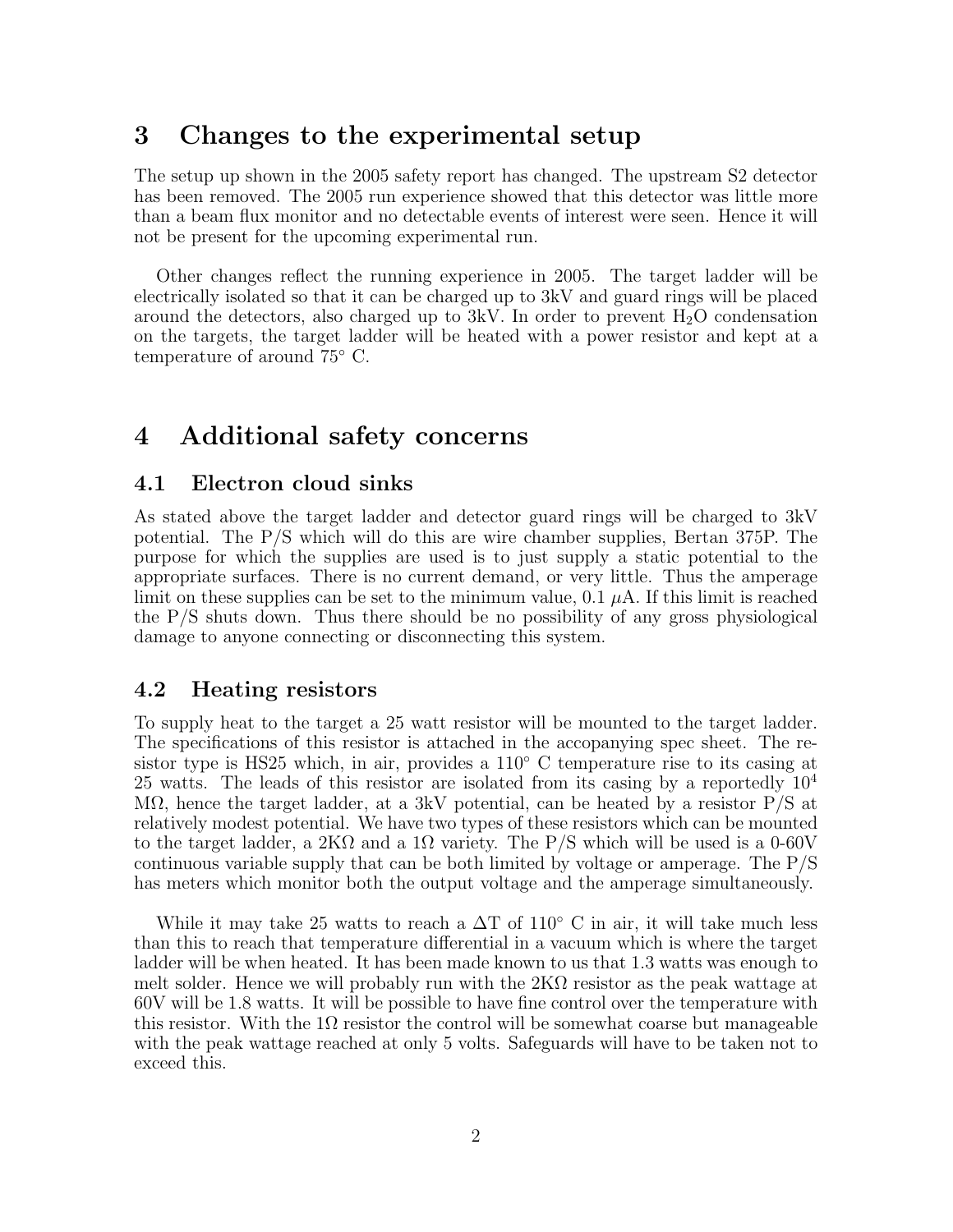## 3 Changes to the experimental setup

The setup up shown in the 2005 safety report has changed. The upstream S2 detector has been removed. The 2005 run experience showed that this detector was little more than a beam flux monitor and no detectable events of interest were seen. Hence it will not be present for the upcoming experimental run.

Other changes reflect the running experience in 2005. The target ladder will be electrically isolated so that it can be charged up to 3kV and guard rings will be placed around the detectors, also charged up to 3kV. In order to prevent $H_2O$ condensation on the targets, the target ladder will be heated with a power resistor and kept at a temperature of around 75° C.

## 4 Additional safety concerns

### 4.1 Electron cloud sinks

As stated above the target ladder and detector guard rings will be charged to 3kV potential. The P/S which will do this are wire chamber supplies, Bertan 375P. The purpose for which the supplies are used is to just supply a static potential to the appropriate surfaces. There is no current demand, or very little. Thus the amperage limit on these supplies can be set to the minimum value, 0.1 $\mu$A. If this limit is reached the P/S shuts down. Thus there should be no possibility of any gross physiological damage to anyone connecting or disconnecting this system.

### 4.2 Heating resistors

To supply heat to the target a 25 watt resistor will be mounted to the target ladder. The specifications of this resistor is attached in the accopanying spec sheet. The resistor type is HS25 which, in air, provides a 110° C temperature rise to its casing at 25 watts. The leads of this resistor are isolated from its casing by a reportedly $10^4$ M$\Omega$, hence the target ladder, at a 3kV potential, can be heated by a resistor P/S at relatively modest potential. We have two types of these resistors which can be mounted to the target ladder, a 2K$\Omega$ and a 1$\Omega$ variety. The P/S which will be used is a 0-60V continuous variable supply that can be both limited by voltage or amperage. The P/S has meters which monitor both the output voltage and the amperage simultaneously.

While it may take 25 watts to reach a $\Delta$T of 110° C in air, it will take much less than this to reach that temperature differential in a vacuum which is where the target ladder will be when heated. It has been made known to us that 1.3 watts was enough to melt solder. Hence we will probably run with the 2K$\Omega$ resistor as the peak wattage at 60V will be 1.8 watts. It will be possible to have fine control over the temperature with this resistor. With the 1$\Omega$ resistor the control will be somewhat coarse but manageable with the peak wattage reached at only 5 volts. Safeguards will have to be taken not to exceed this.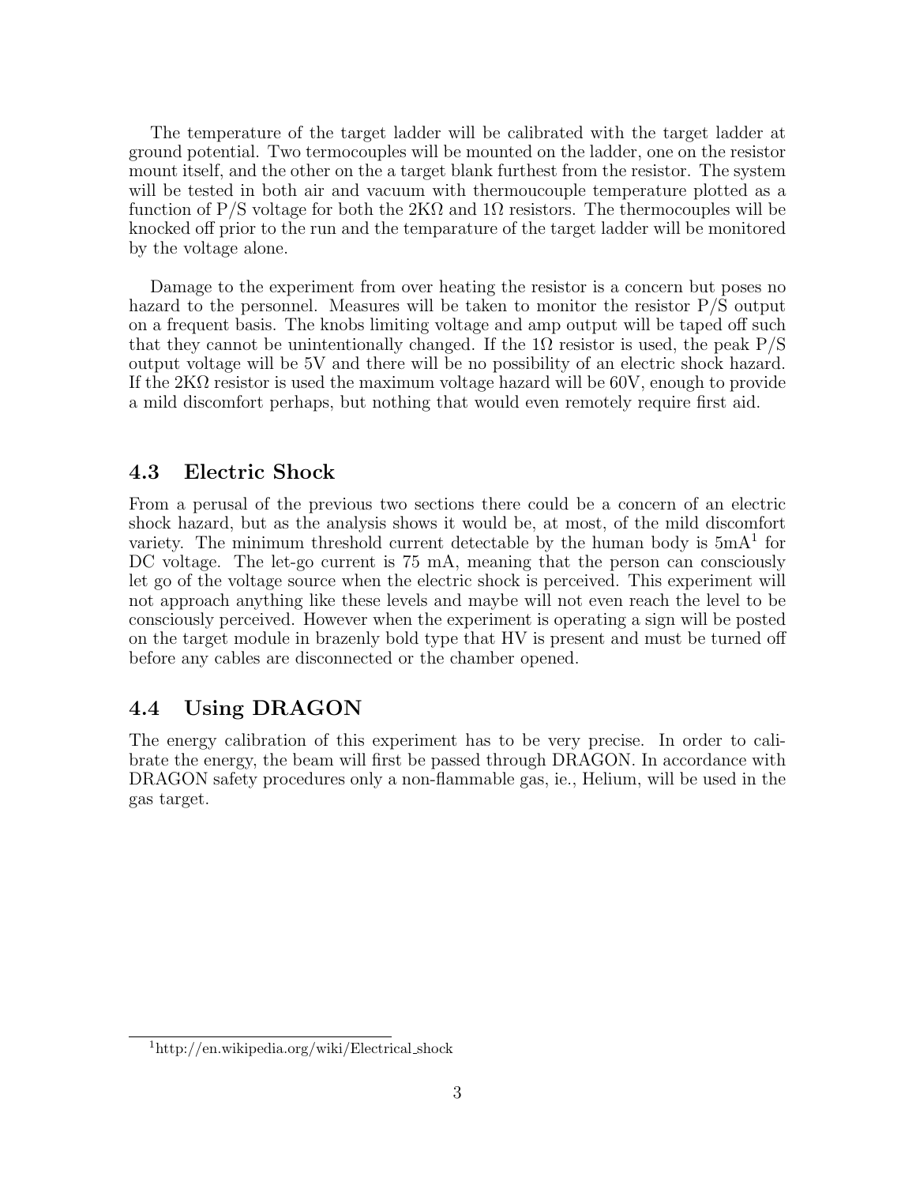The temperature of the target ladder will be calibrated with the target ladder at ground potential. Two termocouples will be mounted on the ladder, one on the resistor mount itself, and the other on the a target blank furthest from the resistor. The system will be tested in both air and vacuum with thermoucouple temperature plotted as a function of P/S voltage for both the 2KΩ and 1Ω resistors. The thermocouples will be knocked off prior to the run and the temparature of the target ladder will be monitored by the voltage alone.

Damage to the experiment from over heating the resistor is a concern but poses no hazard to the personnel. Measures will be taken to monitor the resistor P/S output on a frequent basis. The knobs limiting voltage and amp output will be taped off such that they cannot be unintentionally changed. If the 1Ω resistor is used, the peak P/S output voltage will be 5V and there will be no possibility of an electric shock hazard. If the 2KΩ resistor is used the maximum voltage hazard will be 60V, enough to provide a mild discomfort perhaps, but nothing that would even remotely require first aid.

### 4.3 Electric Shock

From a perusal of the previous two sections there could be a concern of an electric shock hazard, but as the analysis shows it would be, at most, of the mild discomfort variety. The minimum threshold current detectable by the human body is 5mA[1] for DC voltage. The let-go current is 75 mA, meaning that the person can consciously let go of the voltage source when the electric shock is perceived. This experiment will not approach anything like these levels and maybe will not even reach the level to be consciously perceived. However when the experiment is operating a sign will be posted on the target module in brazenly bold type that HV is present and must be turned off before any cables are disconnected or the chamber opened.

### 4.4 Using DRAGON

The energy calibration of this experiment has to be very precise. In order to calibrate the energy, the beam will first be passed through DRAGON. In accordance with DRAGON safety procedures only a non-flammable gas, ie., Helium, will be used in the gas target.

[1] http://en.wikipedia.org/wiki/Electrical_shock